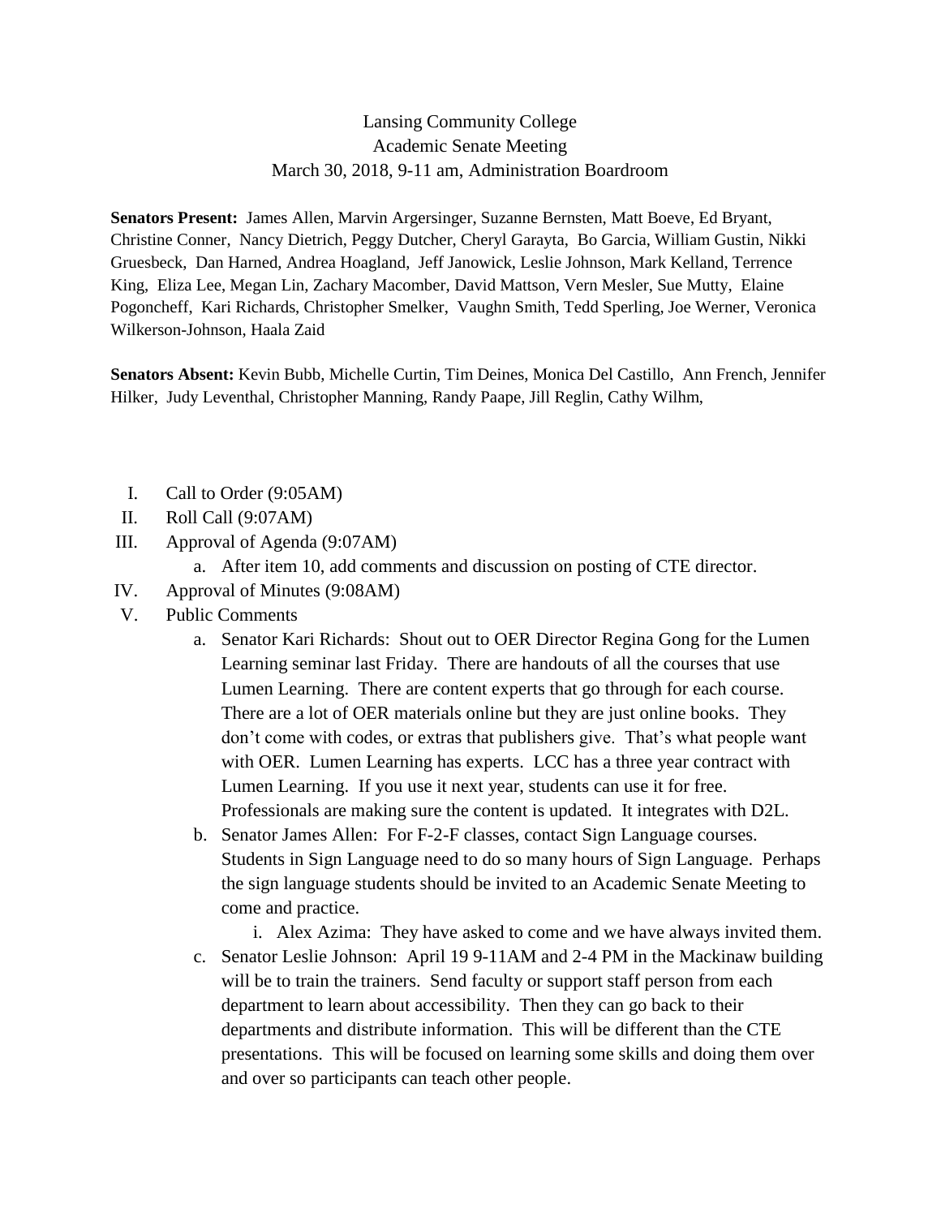# Lansing Community College
## Academic Senate Meeting
### March 30, 2018, 9-11 am, Administration Boardroom

**Senators Present:** James Allen, Marvin Argersinger, Suzanne Bernsten, Matt Boeve, Ed Bryant, Christine Conner, Nancy Dietrich, Peggy Dutcher, Cheryl Garayta, Bo Garcia, William Gustin, Nikki Gruesbeck, Dan Harned, Andrea Hoagland, Jeff Janowick, Leslie Johnson, Mark Kelland, Terrence King, Eliza Lee, Megan Lin, Zachary Macomber, David Mattson, Vern Mesler, Sue Mutty, Elaine Pogoncheff, Kari Richards, Christopher Smelker, Vaughn Smith, Tedd Sperling, Joe Werner, Veronica Wilkerson-Johnson, Haala Zaid

**Senators Absent:** Kevin Bubb, Michelle Curtin, Tim Deines, Monica Del Castillo, Ann French, Jennifer Hilker, Judy Leventhal, Christopher Manning, Randy Paape, Jill Reglin, Cathy Wilhm,

I. Call to Order (9:05AM)

II. Roll Call (9:07AM)

III. Approval of Agenda (9:07AM)
   a. After item 10, add comments and discussion on posting of CTE director.

IV. Approval of Minutes (9:08AM)

V. Public Comments
   a. Senator Kari Richards: Shout out to OER Director Regina Gong for the Lumen Learning seminar last Friday. There are handouts of all the courses that use Lumen Learning. There are content experts that go through for each course. There are a lot of OER materials online but they are just online books. They don't come with codes, or extras that publishers give. That's what people want with OER. Lumen Learning has experts. LCC has a three year contract with Lumen Learning. If you use it next year, students can use it for free. Professionals are making sure the content is updated. It integrates with D2L.
   b. Senator James Allen: For F-2-F classes, contact Sign Language courses. Students in Sign Language need to do so many hours of Sign Language. Perhaps the sign language students should be invited to an Academic Senate Meeting to come and practice.
      i. Alex Azima: They have asked to come and we have always invited them.
   c. Senator Leslie Johnson: April 19 9-11AM and 2-4 PM in the Mackinaw building will be to train the trainers. Send faculty or support staff person from each department to learn about accessibility. Then they can go back to their departments and distribute information. This will be different than the CTE presentations. This will be focused on learning some skills and doing them over and over so participants can teach other people.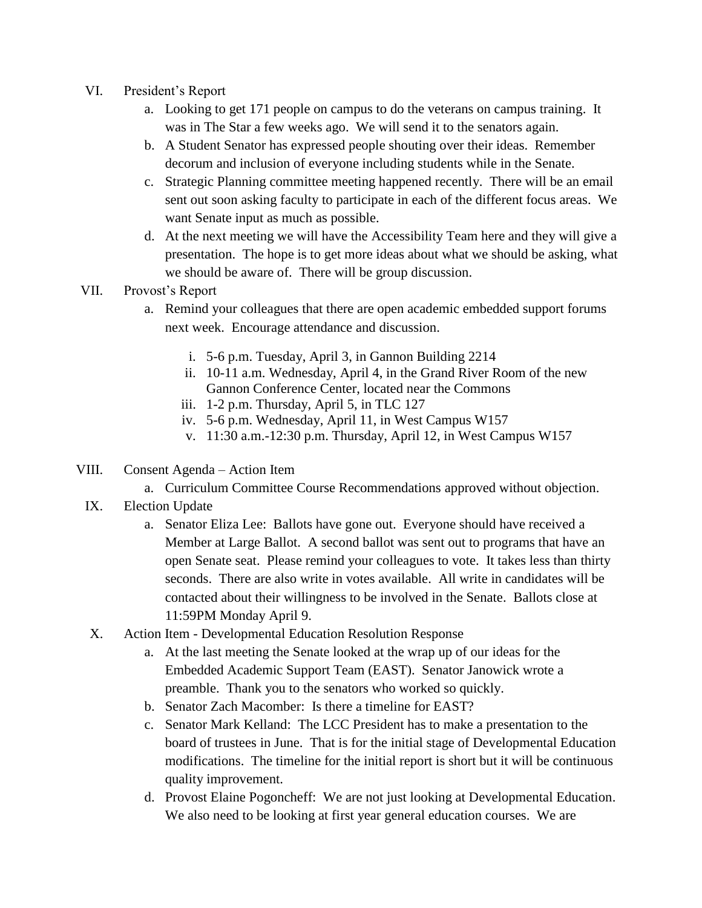VI. President's Report

a. Looking to get 171 people on campus to do the veterans on campus training. It was in The Star a few weeks ago. We will send it to the senators again.

b. A Student Senator has expressed people shouting over their ideas. Remember decorum and inclusion of everyone including students while in the Senate.

c. Strategic Planning committee meeting happened recently. There will be an email sent out soon asking faculty to participate in each of the different focus areas. We want Senate input as much as possible.

d. At the next meeting we will have the Accessibility Team here and they will give a presentation. The hope is to get more ideas about what we should be asking, what we should be aware of. There will be group discussion.

VII. Provost's Report

a. Remind your colleagues that there are open academic embedded support forums next week. Encourage attendance and discussion.

i. 5-6 p.m. Tuesday, April 3, in Gannon Building 2214

ii. 10-11 a.m. Wednesday, April 4, in the Grand River Room of the new Gannon Conference Center, located near the Commons

iii. 1-2 p.m. Thursday, April 5, in TLC 127

iv. 5-6 p.m. Wednesday, April 11, in West Campus W157

v. 11:30 a.m.-12:30 p.m. Thursday, April 12, in West Campus W157

VIII. Consent Agenda – Action Item

a. Curriculum Committee Course Recommendations approved without objection.

IX. Election Update

a. Senator Eliza Lee: Ballots have gone out. Everyone should have received a Member at Large Ballot. A second ballot was sent out to programs that have an open Senate seat. Please remind your colleagues to vote. It takes less than thirty seconds. There are also write in votes available. All write in candidates will be contacted about their willingness to be involved in the Senate. Ballots close at 11:59PM Monday April 9.

X. Action Item - Developmental Education Resolution Response

a. At the last meeting the Senate looked at the wrap up of our ideas for the Embedded Academic Support Team (EAST). Senator Janowick wrote a preamble. Thank you to the senators who worked so quickly.

b. Senator Zach Macomber: Is there a timeline for EAST?

c. Senator Mark Kelland: The LCC President has to make a presentation to the board of trustees in June. That is for the initial stage of Developmental Education modifications. The timeline for the initial report is short but it will be continuous quality improvement.

d. Provost Elaine Pogoncheff: We are not just looking at Developmental Education. We also need to be looking at first year general education courses. We are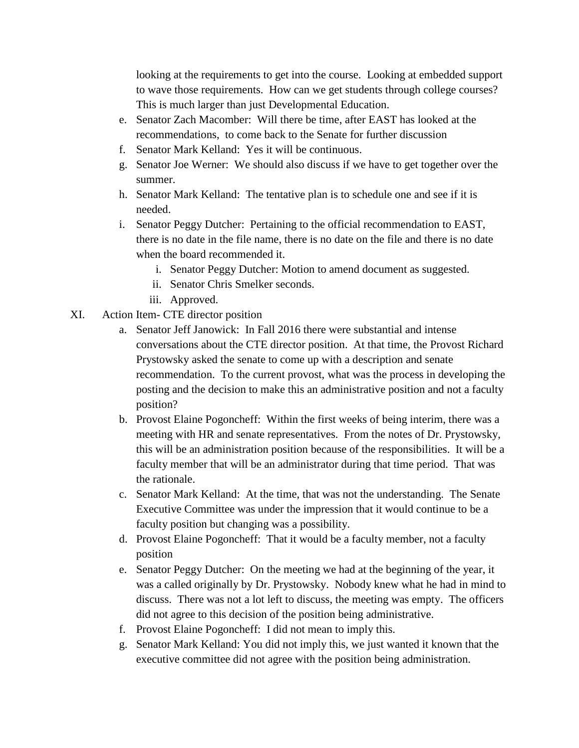looking at the requirements to get into the course. Looking at embedded support to wave those requirements. How can we get students through college courses? This is much larger than just Developmental Education.

e. Senator Zach Macomber: Will there be time, after EAST has looked at the recommendations, to come back to the Senate for further discussion
f. Senator Mark Kelland: Yes it will be continuous.
g. Senator Joe Werner: We should also discuss if we have to get together over the summer.
h. Senator Mark Kelland: The tentative plan is to schedule one and see if it is needed.
i. Senator Peggy Dutcher: Pertaining to the official recommendation to EAST, there is no date in the file name, there is no date on the file and there is no date when the board recommended it.
    i. Senator Peggy Dutcher: Motion to amend document as suggested.
    ii. Senator Chris Smelker seconds.
    iii. Approved.

XI. Action Item- CTE director position

a. Senator Jeff Janowick: In Fall 2016 there were substantial and intense conversations about the CTE director position. At that time, the Provost Richard Prystowsky asked the senate to come up with a description and senate recommendation. To the current provost, what was the process in developing the posting and the decision to make this an administrative position and not a faculty position?
b. Provost Elaine Pogoncheff: Within the first weeks of being interim, there was a meeting with HR and senate representatives. From the notes of Dr. Prystowsky, this will be an administration position because of the responsibilities. It will be a faculty member that will be an administrator during that time period. That was the rationale.
c. Senator Mark Kelland: At the time, that was not the understanding. The Senate Executive Committee was under the impression that it would continue to be a faculty position but changing was a possibility.
d. Provost Elaine Pogoncheff: That it would be a faculty member, not a faculty position
e. Senator Peggy Dutcher: On the meeting we had at the beginning of the year, it was a called originally by Dr. Prystowsky. Nobody knew what he had in mind to discuss. There was not a lot left to discuss, the meeting was empty. The officers did not agree to this decision of the position being administrative.
f. Provost Elaine Pogoncheff: I did not mean to imply this.
g. Senator Mark Kelland: You did not imply this, we just wanted it known that the executive committee did not agree with the position being administration.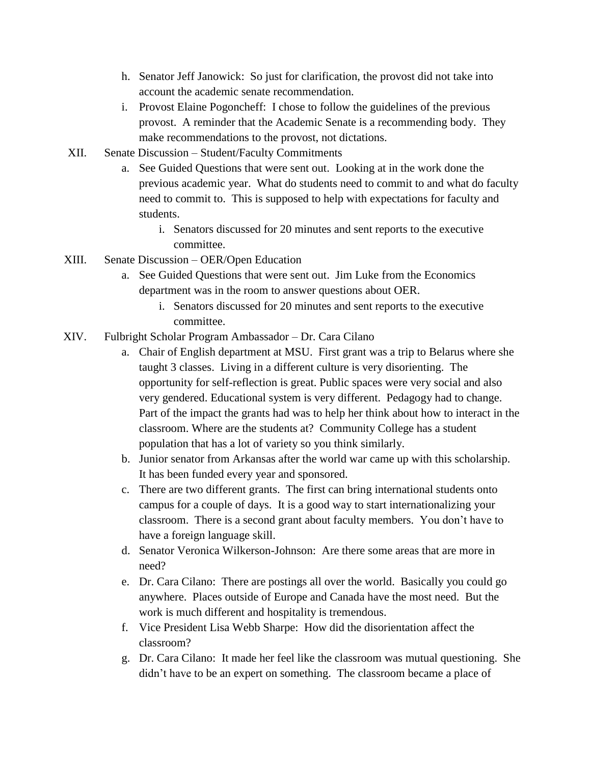h. Senator Jeff Janowick: So just for clarification, the provost did not take into account the academic senate recommendation.

i. Provost Elaine Pogoncheff: I chose to follow the guidelines of the previous provost. A reminder that the Academic Senate is a recommending body. They make recommendations to the provost, not dictations.

XII. Senate Discussion – Student/Faculty Commitments

   a. See Guided Questions that were sent out. Looking at in the work done the previous academic year. What do students need to commit to and what do faculty need to commit to. This is supposed to help with expectations for faculty and students.

      i. Senators discussed for 20 minutes and sent reports to the executive committee.

XIII. Senate Discussion – OER/Open Education

   a. See Guided Questions that were sent out. Jim Luke from the Economics department was in the room to answer questions about OER.

      i. Senators discussed for 20 minutes and sent reports to the executive committee.

XIV. Fulbright Scholar Program Ambassador – Dr. Cara Cilano

   a. Chair of English department at MSU. First grant was a trip to Belarus where she taught 3 classes. Living in a different culture is very disorienting. The opportunity for self-reflection is great. Public spaces were very social and also very gendered. Educational system is very different. Pedagogy had to change. Part of the impact the grants had was to help her think about how to interact in the classroom. Where are the students at? Community College has a student population that has a lot of variety so you think similarly.

   b. Junior senator from Arkansas after the world war came up with this scholarship. It has been funded every year and sponsored.

   c. There are two different grants. The first can bring international students onto campus for a couple of days. It is a good way to start internationalizing your classroom. There is a second grant about faculty members. You don't have to have a foreign language skill.

   d. Senator Veronica Wilkerson-Johnson: Are there some areas that are more in need?

   e. Dr. Cara Cilano: There are postings all over the world. Basically you could go anywhere. Places outside of Europe and Canada have the most need. But the work is much different and hospitality is tremendous.

   f. Vice President Lisa Webb Sharpe: How did the disorientation affect the classroom?

   g. Dr. Cara Cilano: It made her feel like the classroom was mutual questioning. She didn't have to be an expert on something. The classroom became a place of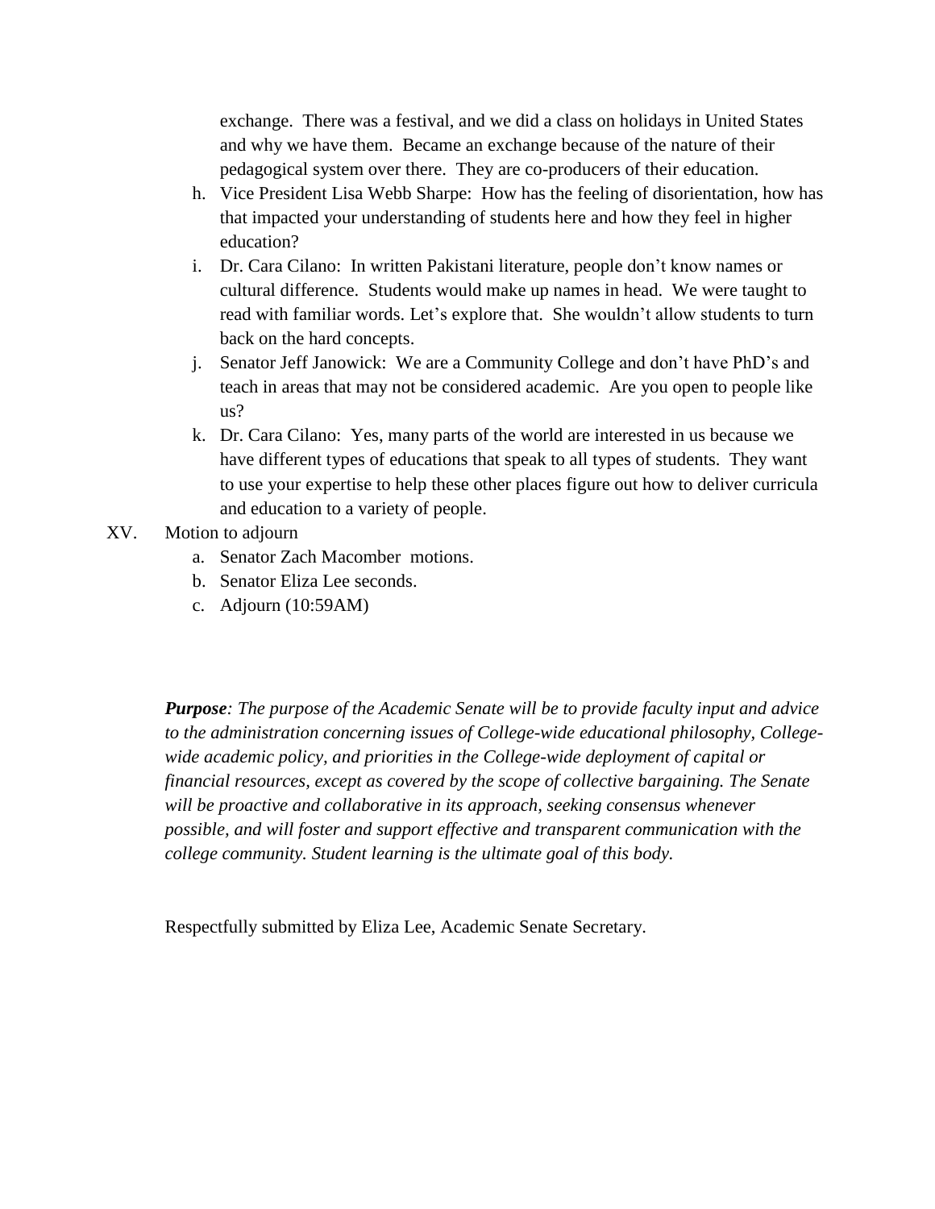exchange. There was a festival, and we did a class on holidays in United States and why we have them. Became an exchange because of the nature of their pedagogical system over there. They are co-producers of their education.

h. Vice President Lisa Webb Sharpe: How has the feeling of disorientation, how has that impacted your understanding of students here and how they feel in higher education?
i. Dr. Cara Cilano: In written Pakistani literature, people don't know names or cultural difference. Students would make up names in head. We were taught to read with familiar words. Let's explore that. She wouldn't allow students to turn back on the hard concepts.
j. Senator Jeff Janowick: We are a Community College and don't have PhD's and teach in areas that may not be considered academic. Are you open to people like us?
k. Dr. Cara Cilano: Yes, many parts of the world are interested in us because we have different types of educations that speak to all types of students. They want to use your expertise to help these other places figure out how to deliver curricula and education to a variety of people.

XV. Motion to adjourn
   a. Senator Zach Macomber motions.
   b. Senator Eliza Lee seconds.
   c. Adjourn (10:59AM)

***Purpose**: The purpose of the Academic Senate will be to provide faculty input and advice to the administration concerning issues of College-wide educational philosophy, College-wide academic policy, and priorities in the College-wide deployment of capital or financial resources, except as covered by the scope of collective bargaining. The Senate will be proactive and collaborative in its approach, seeking consensus whenever possible, and will foster and support effective and transparent communication with the college community. Student learning is the ultimate goal of this body.*

Respectfully submitted by Eliza Lee, Academic Senate Secretary.